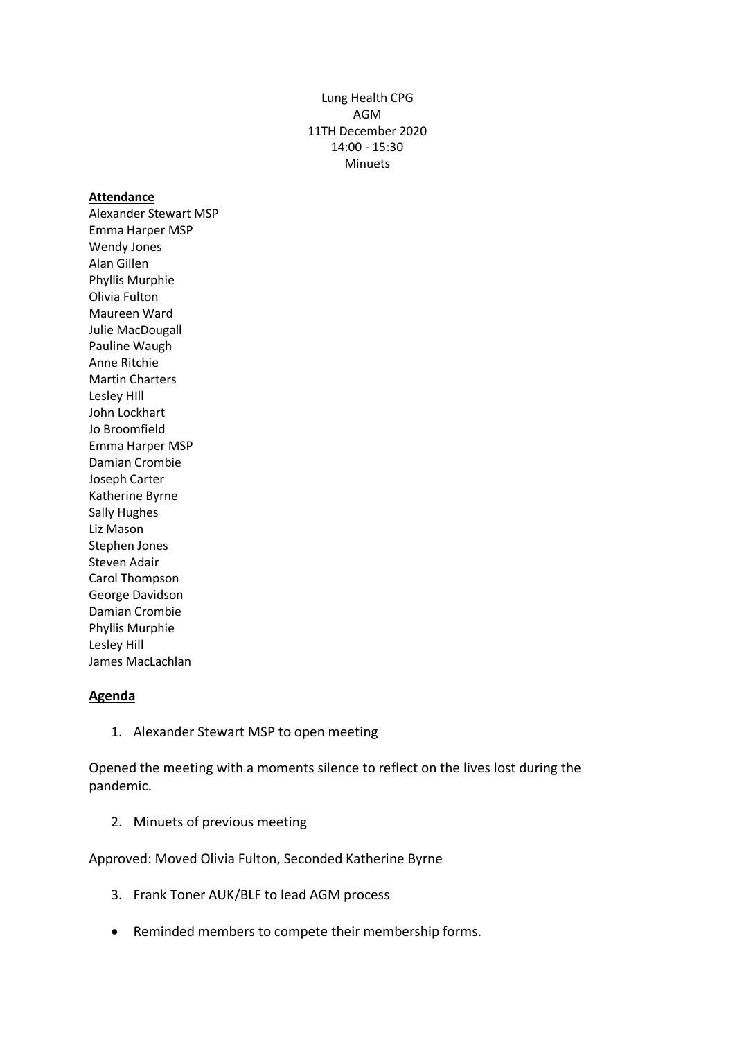Lung Health CPG
AGM
11TH December 2020
14:00 - 15:30
Minuets

**Attendance**

Alexander Stewart MSP
Emma Harper MSP
Wendy Jones
Alan Gillen
Phyllis Murphie
Olivia Fulton
Maureen Ward
Julie MacDougall
Pauline Waugh
Anne Ritchie
Martin Charters
Lesley HIll
John Lockhart
Jo Broomfield
Emma Harper MSP
Damian Crombie
Joseph Carter
Katherine Byrne
Sally Hughes
Liz Mason
Stephen Jones
Steven Adair
Carol Thompson
George Davidson
Damian Crombie
Phyllis Murphie
Lesley Hill
James MacLachlan

**Agenda**

1. Alexander Stewart MSP to open meeting

Opened the meeting with a moments silence to reflect on the lives lost during the pandemic.

2. Minuets of previous meeting

Approved: Moved Olivia Fulton, Seconded Katherine Byrne

3. Frank Toner AUK/BLF to lead AGM process

- Reminded members to compete their membership forms.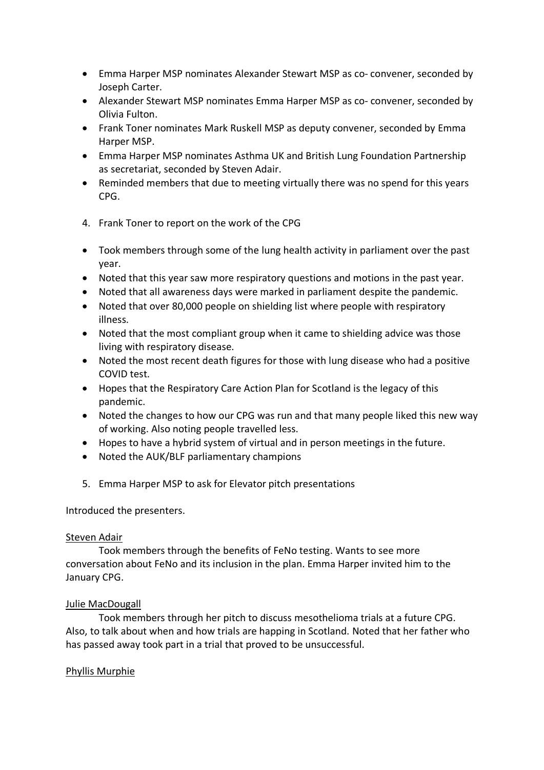- Emma Harper MSP nominates Alexander Stewart MSP as co- convener, seconded by Joseph Carter.
- Alexander Stewart MSP nominates Emma Harper MSP as co- convener, seconded by Olivia Fulton.
- Frank Toner nominates Mark Ruskell MSP as deputy convener, seconded by Emma Harper MSP.
- Emma Harper MSP nominates Asthma UK and British Lung Foundation Partnership as secretariat, seconded by Steven Adair.
- Reminded members that due to meeting virtually there was no spend for this years CPG.

4. Frank Toner to report on the work of the CPG

- Took members through some of the lung health activity in parliament over the past year.
- Noted that this year saw more respiratory questions and motions in the past year.
- Noted that all awareness days were marked in parliament despite the pandemic.
- Noted that over 80,000 people on shielding list where people with respiratory illness.
- Noted that the most compliant group when it came to shielding advice was those living with respiratory disease.
- Noted the most recent death figures for those with lung disease who had a positive COVID test.
- Hopes that the Respiratory Care Action Plan for Scotland is the legacy of this pandemic.
- Noted the changes to how our CPG was run and that many people liked this new way of working. Also noting people travelled less.
- Hopes to have a hybrid system of virtual and in person meetings in the future.
- Noted the AUK/BLF parliamentary champions

5. Emma Harper MSP to ask for Elevator pitch presentations

Introduced the presenters.

Steven Adair

Took members through the benefits of FeNo testing. Wants to see more conversation about FeNo and its inclusion in the plan. Emma Harper invited him to the January CPG.

Julie MacDougall

Took members through her pitch to discuss mesothelioma trials at a future CPG. Also, to talk about when and how trials are happing in Scotland. Noted that her father who has passed away took part in a trial that proved to be unsuccessful.

Phyllis Murphie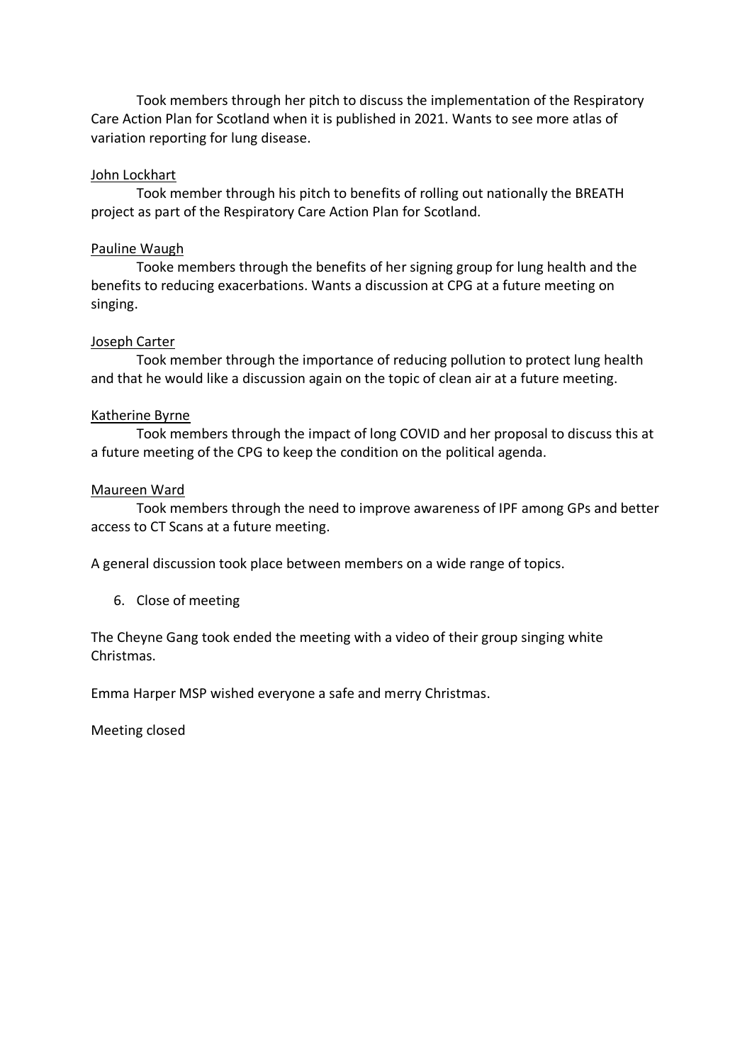Took members through her pitch to discuss the implementation of the Respiratory Care Action Plan for Scotland when it is published in 2021. Wants to see more atlas of variation reporting for lung disease.

<u>John Lockhart</u>

Took member through his pitch to benefits of rolling out nationally the BREATH project as part of the Respiratory Care Action Plan for Scotland.

<u>Pauline Waugh</u>

Tooke members through the benefits of her signing group for lung health and the benefits to reducing exacerbations. Wants a discussion at CPG at a future meeting on singing.

<u>Joseph Carter</u>

Took member through the importance of reducing pollution to protect lung health and that he would like a discussion again on the topic of clean air at a future meeting.

<u>Katherine Byrne</u>

Took members through the impact of long COVID and her proposal to discuss this at a future meeting of the CPG to keep the condition on the political agenda.

<u>Maureen Ward</u>

Took members through the need to improve awareness of IPF among GPs and better access to CT Scans at a future meeting.

A general discussion took place between members on a wide range of topics.

6. Close of meeting

The Cheyne Gang took ended the meeting with a video of their group singing white Christmas.

Emma Harper MSP wished everyone a safe and merry Christmas.

Meeting closed